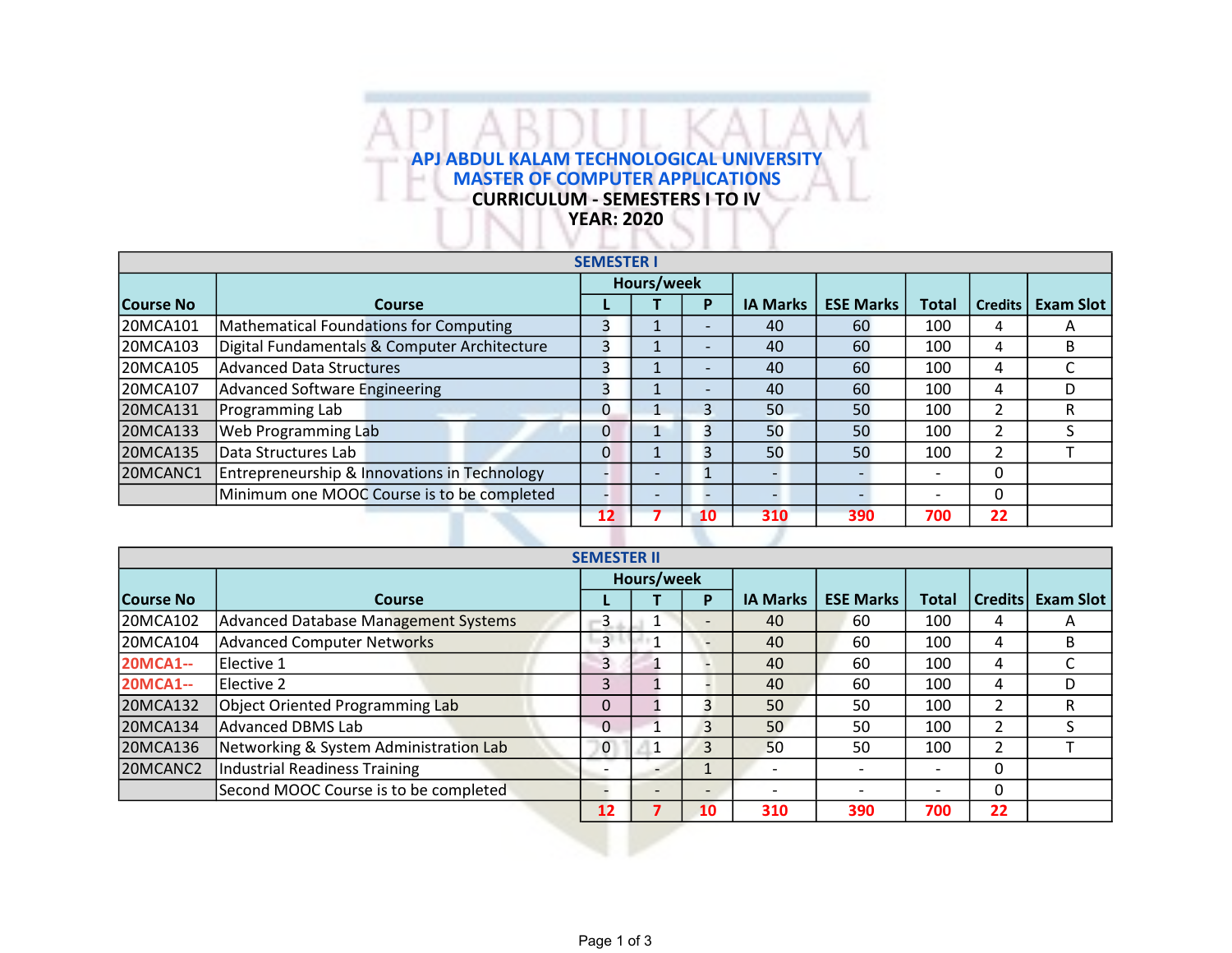# APJ ABDUL KALAM TECHNOLOGICAL UNIVERSITY
## MASTER OF COMPUTER APPLICATIONS
### CURRICULUM - SEMESTERS I TO IV
### YEAR: 2020

**SEMESTER I**

| Course No | Course | Hours/week | | | IA Marks | ESE Marks | Total | Credits | Exam Slot |
|---|---|---|---|---|---|---|---|---|---|
| | | L | T | P | | | | | |
| 20MCA101 | Mathematical Foundations for Computing | 3 | 1 | - | 40 | 60 | 100 | 4 | A |
| 20MCA103 | Digital Fundamentals & Computer Architecture | 3 | 1 | - | 40 | 60 | 100 | 4 | B |
| 20MCA105 | Advanced Data Structures | 3 | 1 | - | 40 | 60 | 100 | 4 | C |
| 20MCA107 | Advanced Software Engineering | 3 | 1 | - | 40 | 60 | 100 | 4 | D |
| 20MCA131 | Programming Lab | 0 | 1 | 3 | 50 | 50 | 100 | 2 | R |
| 20MCA133 | Web Programming Lab | 0 | 1 | 3 | 50 | 50 | 100 | 2 | S |
| 20MCA135 | Data Structures Lab | 0 | 1 | 3 | 50 | 50 | 100 | 2 | T |
| 20MCANC1 | Entrepreneurship & Innovations in Technology | - | - | 1 | - | - | - | 0 | |
| | Minimum one MOOC Course is to be completed | - | - | - | - | - | - | 0 | |
| | | **12** | **7** | **10** | **310** | **390** | **700** | **22** | |

**SEMESTER II**

| Course No | Course | Hours/week | | | IA Marks | ESE Marks | Total | Credits | Exam Slot |
|---|---|---|---|---|---|---|---|---|---|
| | | L | T | P | | | | | |
| 20MCA102 | Advanced Database Management Systems | 3 | 1 | - | 40 | 60 | 100 | 4 | A |
| 20MCA104 | Advanced Computer Networks | 3 | 1 | - | 40 | 60 | 100 | 4 | B |
| 20MCA1-- | Elective 1 | 3 | 1 | - | 40 | 60 | 100 | 4 | C |
| 20MCA1-- | Elective 2 | 3 | 1 | - | 40 | 60 | 100 | 4 | D |
| 20MCA132 | Object Oriented Programming Lab | 0 | 1 | 3 | 50 | 50 | 100 | 2 | R |
| 20MCA134 | Advanced DBMS Lab | 0 | 1 | 3 | 50 | 50 | 100 | 2 | S |
| 20MCA136 | Networking & System Administration Lab | 0 | 1 | 3 | 50 | 50 | 100 | 2 | T |
| 20MCANC2 | Industrial Readiness Training | - | - | 1 | - | - | - | 0 | |
| | Second MOOC Course is to be completed | - | - | - | - | - | - | 0 | |
| | | **12** | **7** | **10** | **310** | **390** | **700** | **22** | |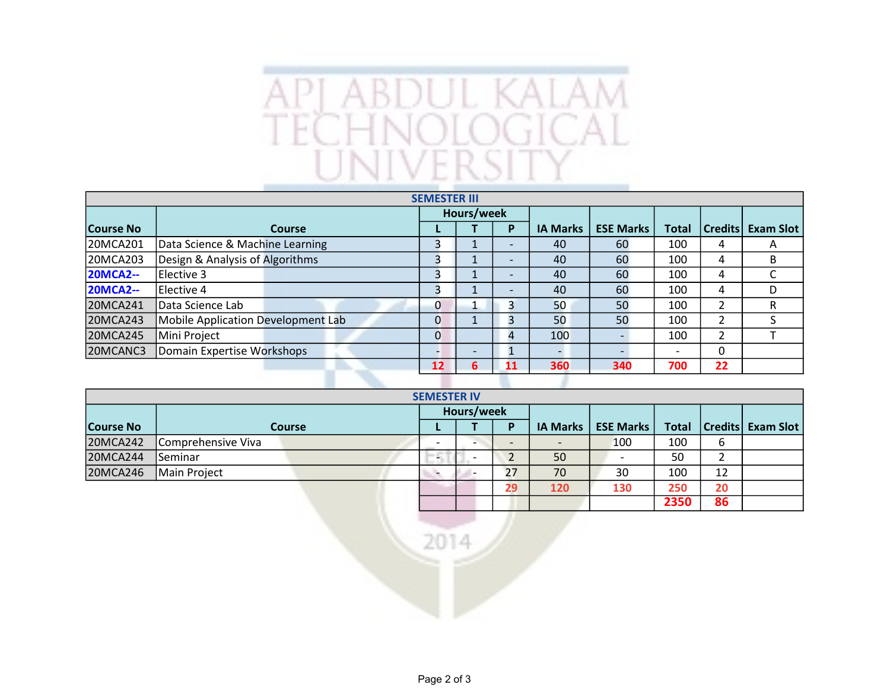| SEMESTER III | | | | | | | | | |
|---|---|---|---|---|---|---|---|---|---|
| Course No | Course | Hours/week | | | IA Marks | ESE Marks | Total | Credits | Exam Slot |
| | | L | T | P | | | | | |
| 20MCA201 | Data Science & Machine Learning | 3 | 1 | - | 40 | 60 | 100 | 4 | A |
| 20MCA203 | Design & Analysis of Algorithms | 3 | 1 | - | 40 | 60 | 100 | 4 | B |
| 20MCA2-- | Elective 3 | 3 | 1 | - | 40 | 60 | 100 | 4 | C |
| 20MCA2-- | Elective 4 | 3 | 1 | - | 40 | 60 | 100 | 4 | D |
| 20MCA241 | Data Science Lab | 0 | 1 | 3 | 50 | 50 | 100 | 2 | R |
| 20MCA243 | Mobile Application Development Lab | 0 | 1 | 3 | 50 | 50 | 100 | 2 | S |
| 20MCA245 | Mini Project | 0 | | 4 | 100 | - | 100 | 2 | T |
| 20MCANC3 | Domain Expertise Workshops | - | - | 1 | - | - | - | 0 | |
| | | **12** | **6** | **11** | **360** | **340** | **700** | **22** | |

| SEMESTER IV | | | | | | | | | |
|---|---|---|---|---|---|---|---|---|---|
| Course No | Course | Hours/week | | | IA Marks | ESE Marks | Total | Credits | Exam Slot |
| | | L | T | P | | | | | |
| 20MCA242 | Comprehensive Viva | - | - | - | - | 100 | 100 | 6 | |
| 20MCA244 | Seminar | - | - | 2 | 50 | - | 50 | 2 | |
| 20MCA246 | Main Project | - | - | 27 | 70 | 30 | 100 | 12 | |
| | | | | **29** | **120** | **130** | **250** | **20** | |
| | | | | | | | **2350** | **86** | |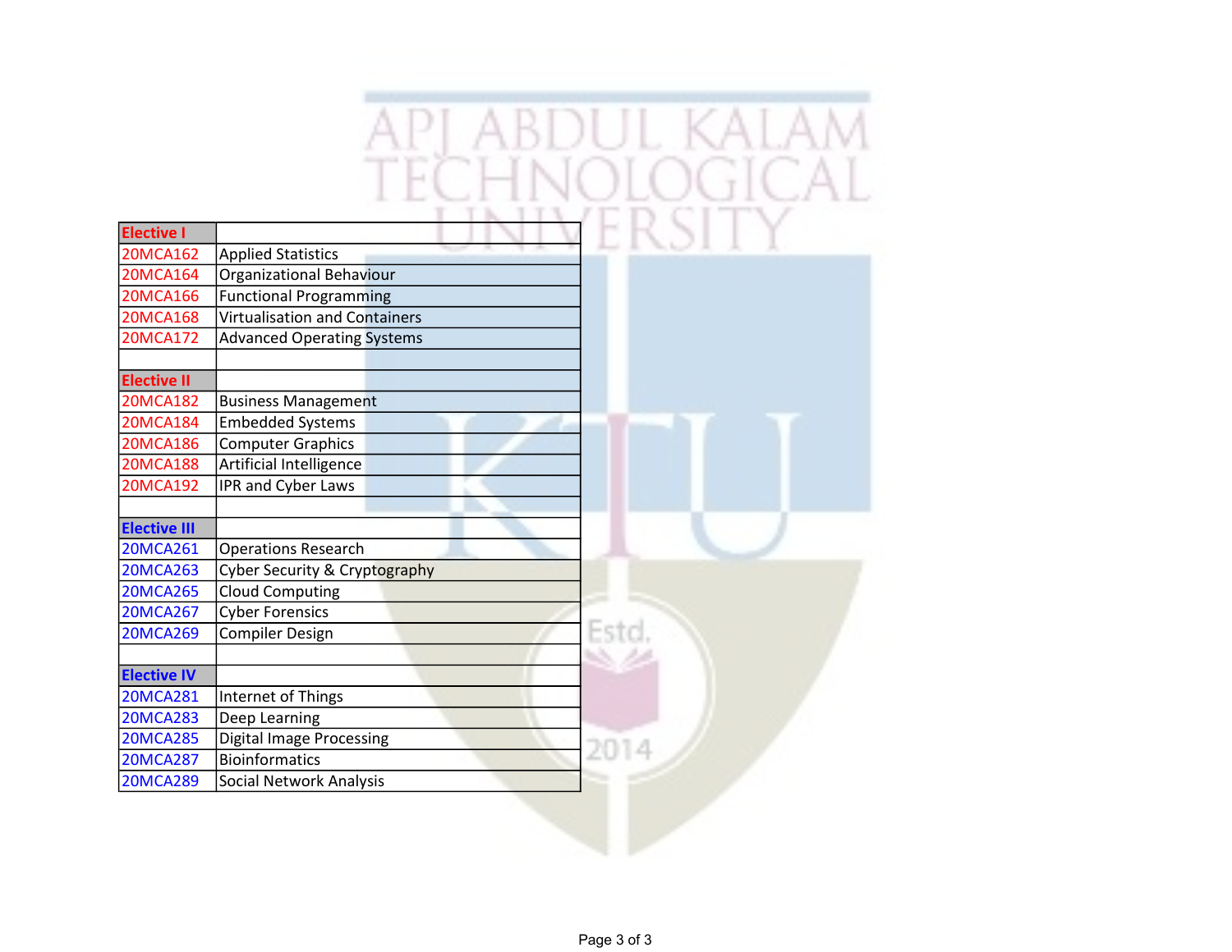| | |
|---|---|
| **Elective I** | |
| 20MCA162 | Applied Statistics |
| 20MCA164 | Organizational Behaviour |
| 20MCA166 | Functional Programming |
| 20MCA168 | Virtualisation and Containers |
| 20MCA172 | Advanced Operating Systems |
| | |
| **Elective II** | |
| 20MCA182 | Business Management |
| 20MCA184 | Embedded Systems |
| 20MCA186 | Computer Graphics |
| 20MCA188 | Artificial Intelligence |
| 20MCA192 | IPR and Cyber Laws |
| | |
| **Elective III** | |
| 20MCA261 | Operations Research |
| 20MCA263 | Cyber Security & Cryptography |
| 20MCA265 | Cloud Computing |
| 20MCA267 | Cyber Forensics |
| 20MCA269 | Compiler Design |
| | |
| **Elective IV** | |
| 20MCA281 | Internet of Things |
| 20MCA283 | Deep Learning |
| 20MCA285 | Digital Image Processing |
| 20MCA287 | Bioinformatics |
| 20MCA289 | Social Network Analysis |